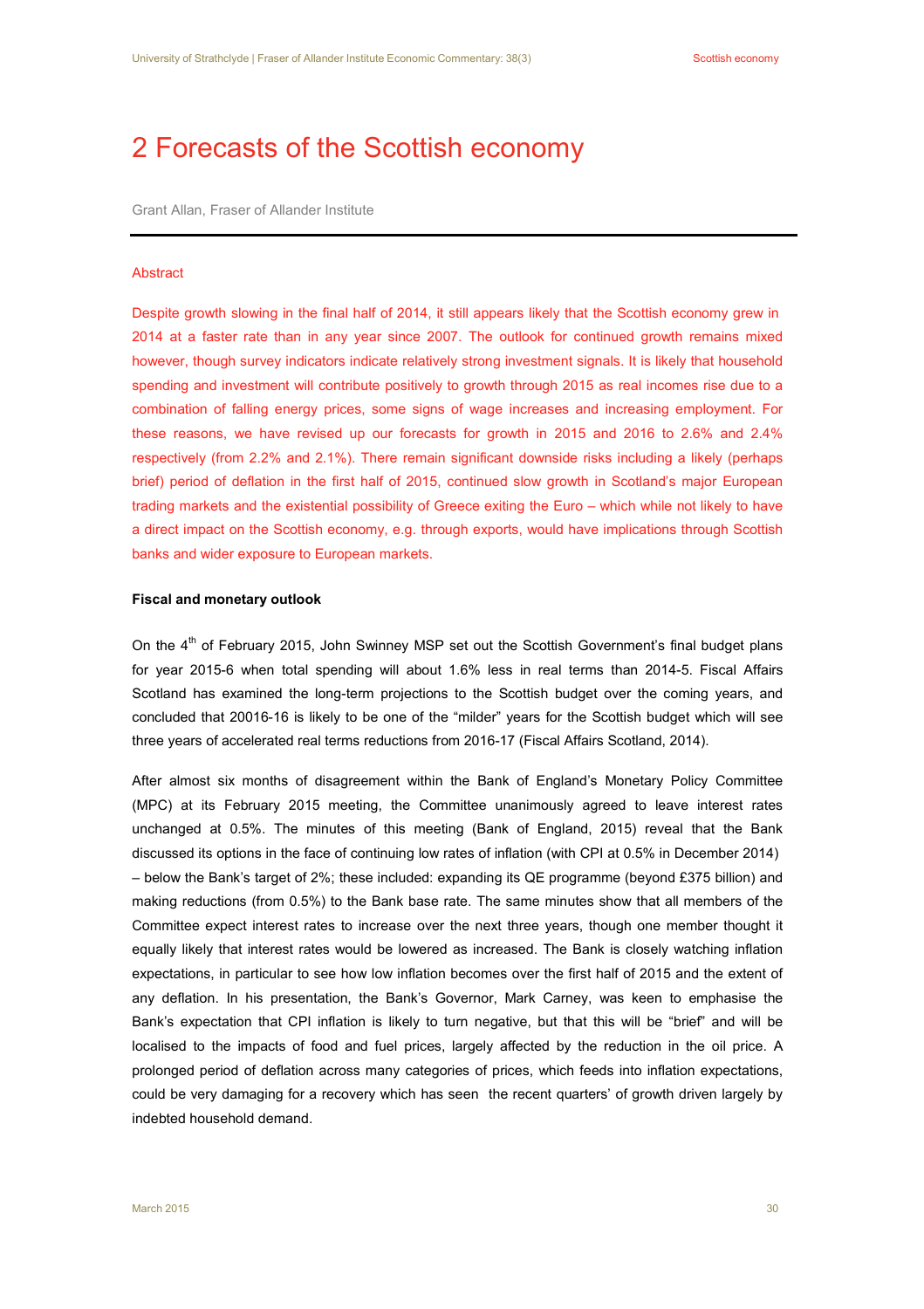# 2 Forecasts of the Scottish economy

Grant Allan, Fraser of Allander Institute

---

### Abstract

Despite growth slowing in the final half of 2014, it still appears likely that the Scottish economy grew in 2014 at a faster rate than in any year since 2007. The outlook for continued growth remains mixed however, though survey indicators indicate relatively strong investment signals. It is likely that household spending and investment will contribute positively to growth through 2015 as real incomes rise due to a combination of falling energy prices, some signs of wage increases and increasing employment. For these reasons, we have revised up our forecasts for growth in 2015 and 2016 to 2.6% and 2.4% respectively (from 2.2% and 2.1%). There remain significant downside risks including a likely (perhaps brief) period of deflation in the first half of 2015, continued slow growth in Scotland's major European trading markets and the existential possibility of Greece exiting the Euro – which while not likely to have a direct impact on the Scottish economy, e.g. through exports, would have implications through Scottish banks and wider exposure to European markets.

**Fiscal and monetary outlook**

On the 4th of February 2015, John Swinney MSP set out the Scottish Government's final budget plans for year 2015-6 when total spending will about 1.6% less in real terms than 2014-5. Fiscal Affairs Scotland has examined the long-term projections to the Scottish budget over the coming years, and concluded that 20016-16 is likely to be one of the "milder" years for the Scottish budget which will see three years of accelerated real terms reductions from 2016-17 (Fiscal Affairs Scotland, 2014).

After almost six months of disagreement within the Bank of England's Monetary Policy Committee (MPC) at its February 2015 meeting, the Committee unanimously agreed to leave interest rates unchanged at 0.5%. The minutes of this meeting (Bank of England, 2015) reveal that the Bank discussed its options in the face of continuing low rates of inflation (with CPI at 0.5% in December 2014) – below the Bank's target of 2%; these included: expanding its QE programme (beyond £375 billion) and making reductions (from 0.5%) to the Bank base rate. The same minutes show that all members of the Committee expect interest rates to increase over the next three years, though one member thought it equally likely that interest rates would be lowered as increased. The Bank is closely watching inflation expectations, in particular to see how low inflation becomes over the first half of 2015 and the extent of any deflation. In his presentation, the Bank's Governor, Mark Carney, was keen to emphasise the Bank's expectation that CPI inflation is likely to turn negative, but that this will be "brief" and will be localised to the impacts of food and fuel prices, largely affected by the reduction in the oil price. A prolonged period of deflation across many categories of prices, which feeds into inflation expectations, could be very damaging for a recovery which has seen the recent quarters' of growth driven largely by indebted household demand.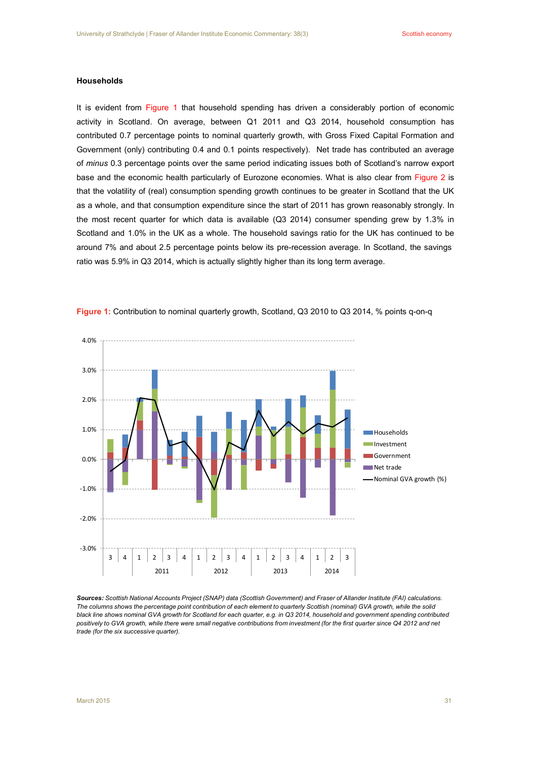### Households

It is evident from Figure 1 that household spending has driven a considerably portion of economic activity in Scotland. On average, between Q1 2011 and Q3 2014, household consumption has contributed 0.7 percentage points to nominal quarterly growth, with Gross Fixed Capital Formation and Government (only) contributing 0.4 and 0.1 points respectively). Net trade has contributed an average of *minus* 0.3 percentage points over the same period indicating issues both of Scotland's narrow export base and the economic health particularly of Eurozone economies. What is also clear from Figure 2 is that the volatility of (real) consumption spending growth continues to be greater in Scotland that the UK as a whole, and that consumption expenditure since the start of 2011 has grown reasonably strongly. In the most recent quarter for which data is available (Q3 2014) consumer spending grew by 1.3% in Scotland and 1.0% in the UK as a whole. The household savings ratio for the UK has continued to be around 7% and about 2.5 percentage points below its pre-recession average. In Scotland, the savings ratio was 5.9% in Q3 2014, which is actually slightly higher than its long term average.

**Figure 1:** Contribution to nominal quarterly growth, Scotland, Q3 2010 to Q3 2014, % points q-on-q

***Sources:*** *Scottish National Accounts Project (SNAP) data (Scottish Government) and Fraser of Allander Institute (FAI) calculations. The columns shows the percentage point contribution of each element to quarterly Scottish (nominal) GVA growth, while the solid black line shows nominal GVA growth for Scotland for each quarter, e.g. in Q3 2014, household and government spending contributed positively to GVA growth, while there were small negative contributions from investment (for the first quarter since Q4 2012 and net trade (for the six successive quarter).*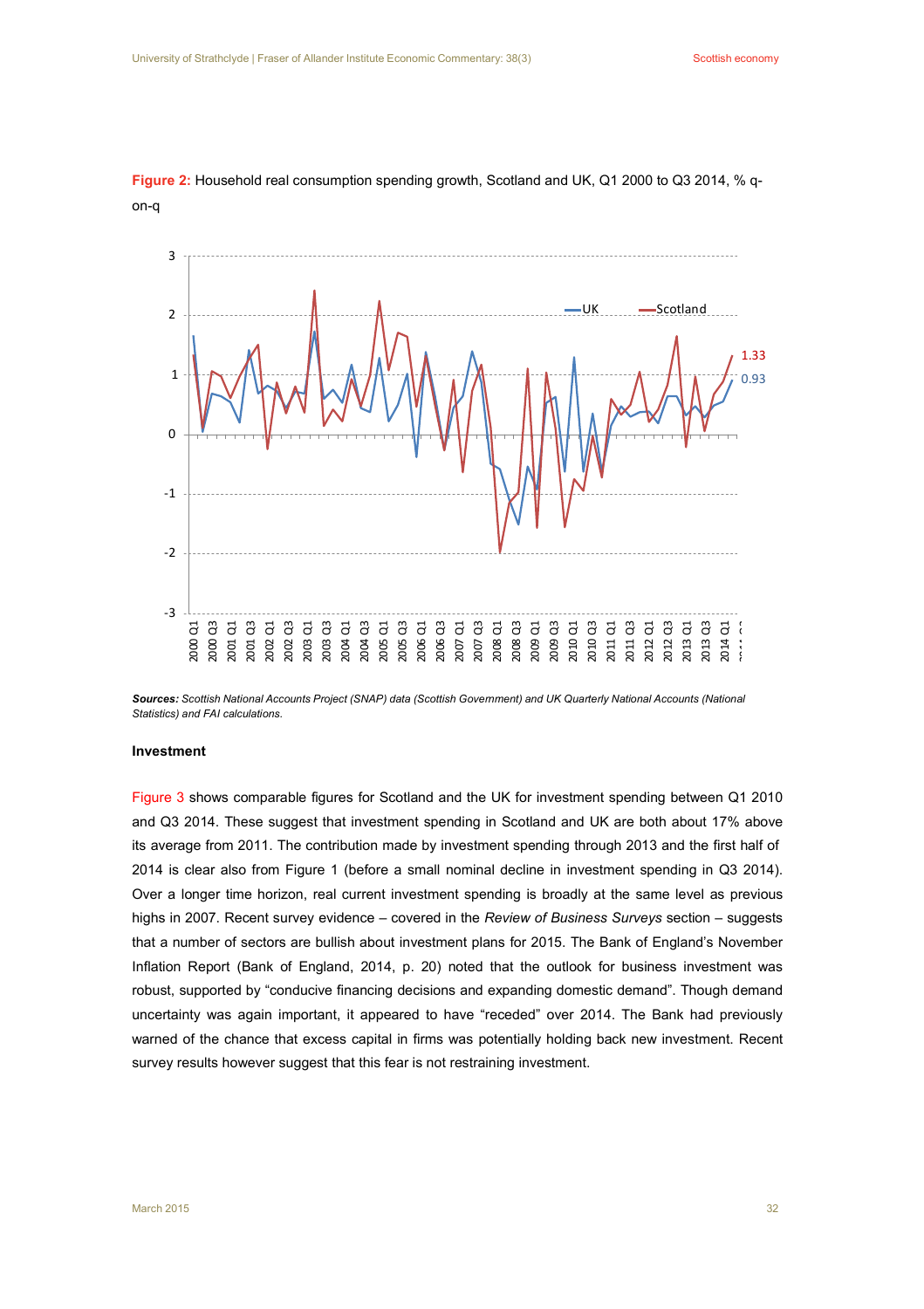**Figure 2:** Household real consumption spending growth, Scotland and UK, Q1 2000 to Q3 2014, % q-on-q

***Sources:*** *Scottish National Accounts Project (SNAP) data (Scottish Government) and UK Quarterly National Accounts (National Statistics) and FAI calculations.*

**Investment**

Figure 3 shows comparable figures for Scotland and the UK for investment spending between Q1 2010 and Q3 2014. These suggest that investment spending in Scotland and UK are both about 17% above its average from 2011. The contribution made by investment spending through 2013 and the first half of 2014 is clear also from Figure 1 (before a small nominal decline in investment spending in Q3 2014). Over a longer time horizon, real current investment spending is broadly at the same level as previous highs in 2007. Recent survey evidence – covered in the *Review of Business Surveys* section – suggests that a number of sectors are bullish about investment plans for 2015. The Bank of England's November Inflation Report (Bank of England, 2014, p. 20) noted that the outlook for business investment was robust, supported by "conducive financing decisions and expanding domestic demand". Though demand uncertainty was again important, it appeared to have "receded" over 2014. The Bank had previously warned of the chance that excess capital in firms was potentially holding back new investment. Recent survey results however suggest that this fear is not restraining investment.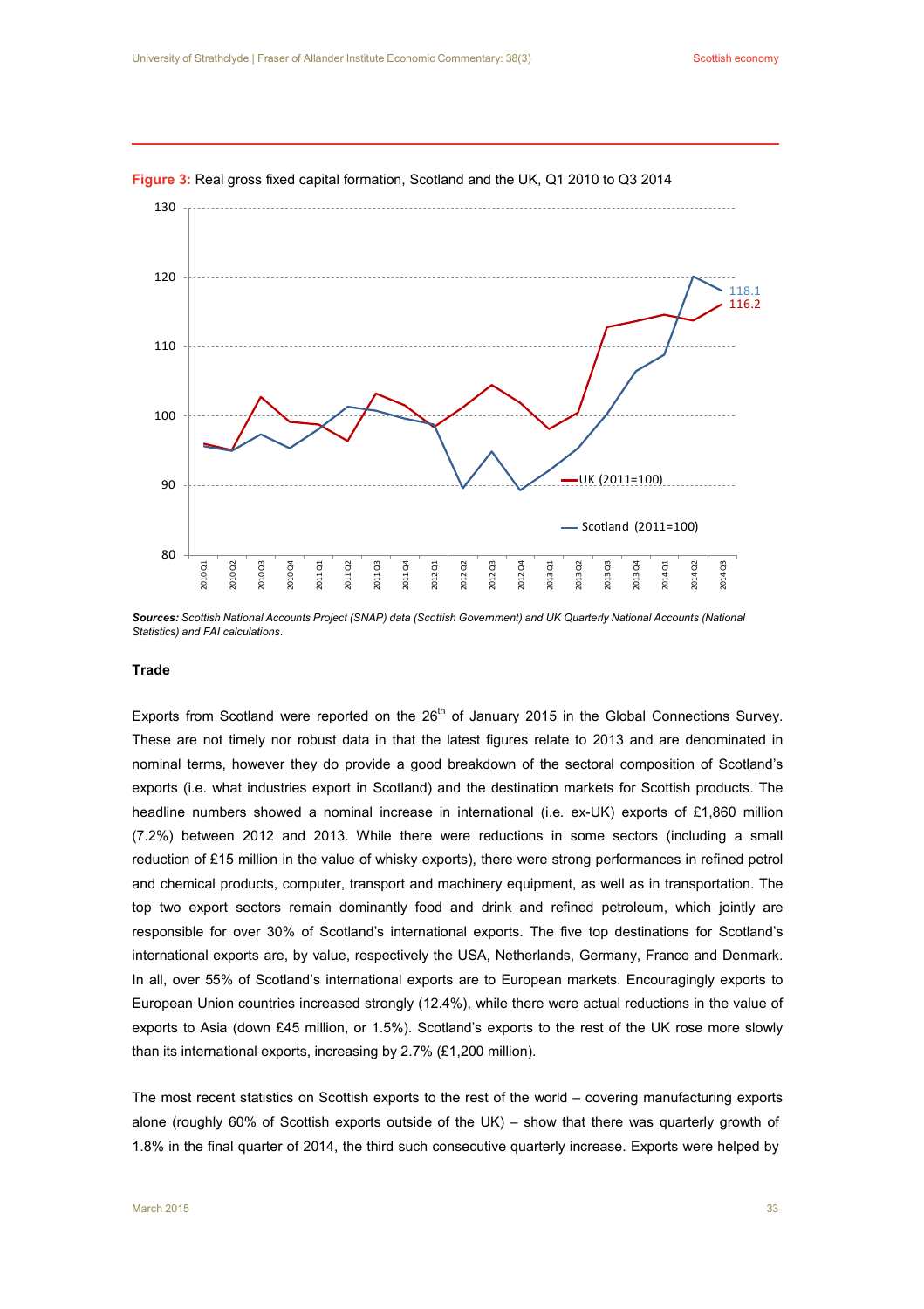**Figure 3:** Real gross fixed capital formation, Scotland and the UK, Q1 2010 to Q3 2014

***Sources:*** *Scottish National Accounts Project (SNAP) data (Scottish Government) and UK Quarterly National Accounts (National Statistics) and FAI calculations.*

**Trade**

Exports from Scotland were reported on the 26th of January 2015 in the Global Connections Survey. These are not timely nor robust data in that the latest figures relate to 2013 and are denominated in nominal terms, however they do provide a good breakdown of the sectoral composition of Scotland's exports (i.e. what industries export in Scotland) and the destination markets for Scottish products. The headline numbers showed a nominal increase in international (i.e. ex-UK) exports of £1,860 million (7.2%) between 2012 and 2013. While there were reductions in some sectors (including a small reduction of £15 million in the value of whisky exports), there were strong performances in refined petrol and chemical products, computer, transport and machinery equipment, as well as in transportation. The top two export sectors remain dominantly food and drink and refined petroleum, which jointly are responsible for over 30% of Scotland's international exports. The five top destinations for Scotland's international exports are, by value, respectively the USA, Netherlands, Germany, France and Denmark. In all, over 55% of Scotland's international exports are to European markets. Encouragingly exports to European Union countries increased strongly (12.4%), while there were actual reductions in the value of exports to Asia (down £45 million, or 1.5%). Scotland's exports to the rest of the UK rose more slowly than its international exports, increasing by 2.7% (£1,200 million).

The most recent statistics on Scottish exports to the rest of the world – covering manufacturing exports alone (roughly 60% of Scottish exports outside of the UK) – show that there was quarterly growth of 1.8% in the final quarter of 2014, the third such consecutive quarterly increase. Exports were helped by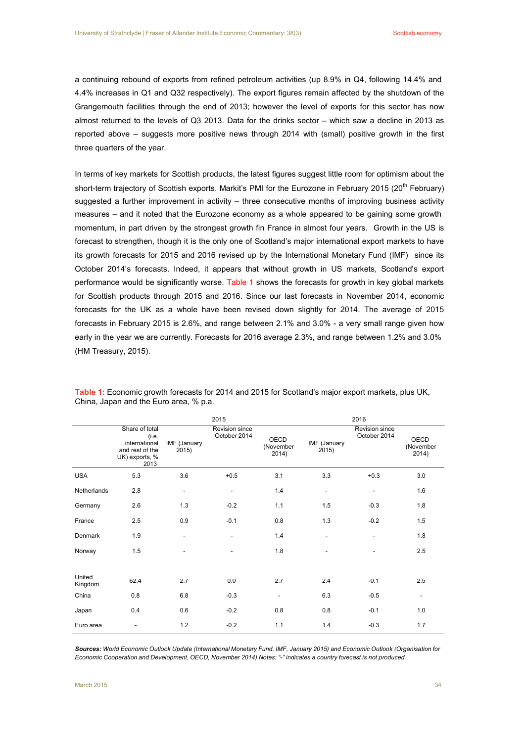a continuing rebound of exports from refined petroleum activities (up 8.9% in Q4, following 14.4% and 4.4% increases in Q1 and Q32 respectively). The export figures remain affected by the shutdown of the Grangemouth facilities through the end of 2013; however the level of exports for this sector has now almost returned to the levels of Q3 2013. Data for the drinks sector – which saw a decline in 2013 as reported above – suggests more positive news through 2014 with (small) positive growth in the first three quarters of the year.

In terms of key markets for Scottish products, the latest figures suggest little room for optimism about the short-term trajectory of Scottish exports. Markit's PMI for the Eurozone in February 2015 (20th February) suggested a further improvement in activity – three consecutive months of improving business activity measures – and it noted that the Eurozone economy as a whole appeared to be gaining some growth momentum, in part driven by the strongest growth fin France in almost four years. Growth in the US is forecast to strengthen, though it is the only one of Scotland's major international export markets to have its growth forecasts for 2015 and 2016 revised up by the International Monetary Fund (IMF) since its October 2014's forecasts. Indeed, it appears that without growth in US markets, Scotland's export performance would be significantly worse. Table 1 shows the forecasts for growth in key global markets for Scottish products through 2015 and 2016. Since our last forecasts in November 2014, economic forecasts for the UK as a whole have been revised down slightly for 2014. The average of 2015 forecasts in February 2015 is 2.6%, and range between 2.1% and 3.0% - a very small range given how early in the year we are currently. Forecasts for 2016 average 2.3%, and range between 1.2% and 3.0% (HM Treasury, 2015).

**Table 1:** Economic growth forecasts for 2014 and 2015 for Scotland's major export markets, plus UK, China, Japan and the Euro area, % p.a.

| | | 2015 | | | 2016 | | |
|---|---|---|---|---|---|---|---|
| | Share of total (i.e. international and rest of the UK) exports, % 2013 | IMF (January 2015) | Revision since October 2014 | OECD (November 2014) | IMF (January 2015) | Revision since October 2014 | OECD (November 2014) |
| USA | 5.3 | 3.6 | +0.5 | 3.1 | 3.3 | +0.3 | 3.0 |
| Netherlands | 2.8 | - | - | 1.4 | - | - | 1.6 |
| Germany | 2.6 | 1.3 | -0.2 | 1.1 | 1.5 | -0.3 | 1.8 |
| France | 2.5 | 0.9 | -0.1 | 0.8 | 1.3 | -0.2 | 1.5 |
| Denmark | 1.9 | - | - | 1.4 | - | - | 1.8 |
| Norway | 1.5 | - | - | 1.8 | - | - | 2.5 |
| United Kingdom | 62.4 | 2.7 | 0.0 | 2.7 | 2.4 | -0.1 | 2.5 |
| China | 0.8 | 6.8 | -0.3 | - | 6.3 | -0.5 | - |
| Japan | 0.4 | 0.6 | -0.2 | 0.8 | 0.8 | -0.1 | 1.0 |
| Euro area | - | 1.2 | -0.2 | 1.1 | 1.4 | -0.3 | 1.7 |

***Sources:*** *World Economic Outlook Update (International Monetary Fund, IMF, January 2015) and Economic Outlook (Organisation for Economic Cooperation and Development, OECD, November 2014) Notes: "-" indicates a country forecast is not produced.*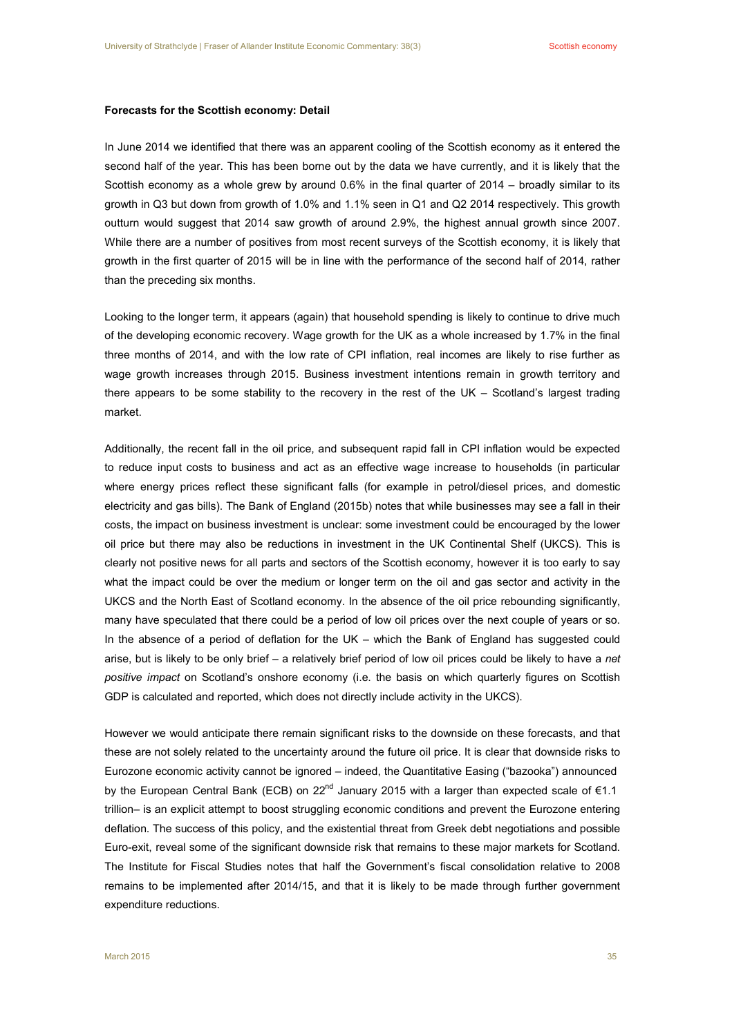**Forecasts for the Scottish economy: Detail**

In June 2014 we identified that there was an apparent cooling of the Scottish economy as it entered the second half of the year. This has been borne out by the data we have currently, and it is likely that the Scottish economy as a whole grew by around 0.6% in the final quarter of 2014 – broadly similar to its growth in Q3 but down from growth of 1.0% and 1.1% seen in Q1 and Q2 2014 respectively. This growth outturn would suggest that 2014 saw growth of around 2.9%, the highest annual growth since 2007. While there are a number of positives from most recent surveys of the Scottish economy, it is likely that growth in the first quarter of 2015 will be in line with the performance of the second half of 2014, rather than the preceding six months.

Looking to the longer term, it appears (again) that household spending is likely to continue to drive much of the developing economic recovery. Wage growth for the UK as a whole increased by 1.7% in the final three months of 2014, and with the low rate of CPI inflation, real incomes are likely to rise further as wage growth increases through 2015. Business investment intentions remain in growth territory and there appears to be some stability to the recovery in the rest of the UK – Scotland's largest trading market.

Additionally, the recent fall in the oil price, and subsequent rapid fall in CPI inflation would be expected to reduce input costs to business and act as an effective wage increase to households (in particular where energy prices reflect these significant falls (for example in petrol/diesel prices, and domestic electricity and gas bills). The Bank of England (2015b) notes that while businesses may see a fall in their costs, the impact on business investment is unclear: some investment could be encouraged by the lower oil price but there may also be reductions in investment in the UK Continental Shelf (UKCS). This is clearly not positive news for all parts and sectors of the Scottish economy, however it is too early to say what the impact could be over the medium or longer term on the oil and gas sector and activity in the UKCS and the North East of Scotland economy. In the absence of the oil price rebounding significantly, many have speculated that there could be a period of low oil prices over the next couple of years or so. In the absence of a period of deflation for the UK – which the Bank of England has suggested could arise, but is likely to be only brief – a relatively brief period of low oil prices could be likely to have a *net positive impact* on Scotland's onshore economy (i.e. the basis on which quarterly figures on Scottish GDP is calculated and reported, which does not directly include activity in the UKCS).

However we would anticipate there remain significant risks to the downside on these forecasts, and that these are not solely related to the uncertainty around the future oil price. It is clear that downside risks to Eurozone economic activity cannot be ignored – indeed, the Quantitative Easing ("bazooka") announced by the European Central Bank (ECB) on 22nd January 2015 with a larger than expected scale of €1.1 trillion– is an explicit attempt to boost struggling economic conditions and prevent the Eurozone entering deflation. The success of this policy, and the existential threat from Greek debt negotiations and possible Euro-exit, reveal some of the significant downside risk that remains to these major markets for Scotland. The Institute for Fiscal Studies notes that half the Government's fiscal consolidation relative to 2008 remains to be implemented after 2014/15, and that it is likely to be made through further government expenditure reductions.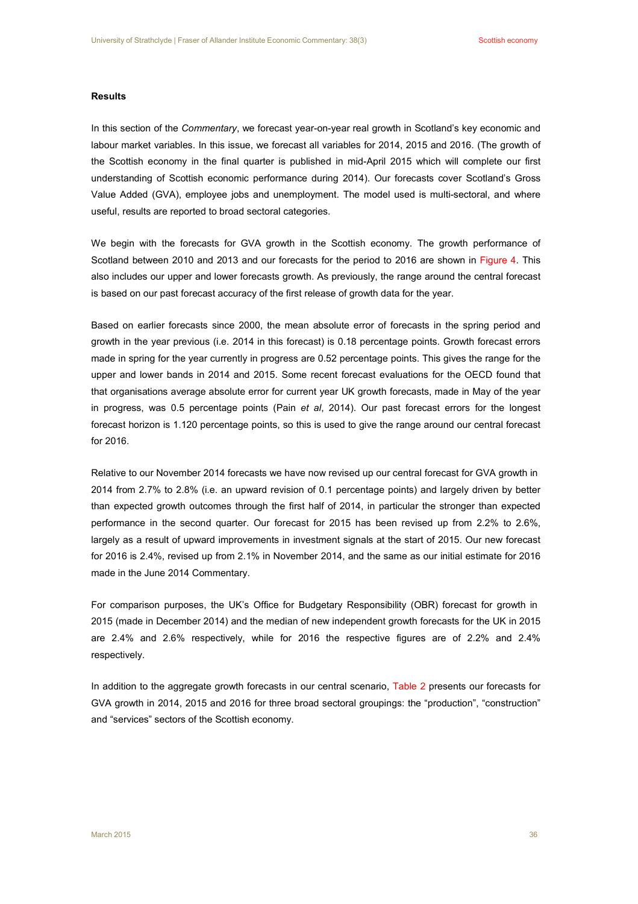### Results

In this section of the *Commentary*, we forecast year-on-year real growth in Scotland's key economic and labour market variables. In this issue, we forecast all variables for 2014, 2015 and 2016. (The growth of the Scottish economy in the final quarter is published in mid-April 2015 which will complete our first understanding of Scottish economic performance during 2014). Our forecasts cover Scotland's Gross Value Added (GVA), employee jobs and unemployment. The model used is multi-sectoral, and where useful, results are reported to broad sectoral categories.

We begin with the forecasts for GVA growth in the Scottish economy. The growth performance of Scotland between 2010 and 2013 and our forecasts for the period to 2016 are shown in Figure 4. This also includes our upper and lower forecasts growth. As previously, the range around the central forecast is based on our past forecast accuracy of the first release of growth data for the year.

Based on earlier forecasts since 2000, the mean absolute error of forecasts in the spring period and growth in the year previous (i.e. 2014 in this forecast) is 0.18 percentage points. Growth forecast errors made in spring for the year currently in progress are 0.52 percentage points. This gives the range for the upper and lower bands in 2014 and 2015. Some recent forecast evaluations for the OECD found that that organisations average absolute error for current year UK growth forecasts, made in May of the year in progress, was 0.5 percentage points (Pain *et al*, 2014). Our past forecast errors for the longest forecast horizon is 1.120 percentage points, so this is used to give the range around our central forecast for 2016.

Relative to our November 2014 forecasts we have now revised up our central forecast for GVA growth in 2014 from 2.7% to 2.8% (i.e. an upward revision of 0.1 percentage points) and largely driven by better than expected growth outcomes through the first half of 2014, in particular the stronger than expected performance in the second quarter. Our forecast for 2015 has been revised up from 2.2% to 2.6%, largely as a result of upward improvements in investment signals at the start of 2015. Our new forecast for 2016 is 2.4%, revised up from 2.1% in November 2014, and the same as our initial estimate for 2016 made in the June 2014 Commentary.

For comparison purposes, the UK's Office for Budgetary Responsibility (OBR) forecast for growth in 2015 (made in December 2014) and the median of new independent growth forecasts for the UK in 2015 are 2.4% and 2.6% respectively, while for 2016 the respective figures are of 2.2% and 2.4% respectively.

In addition to the aggregate growth forecasts in our central scenario, Table 2 presents our forecasts for GVA growth in 2014, 2015 and 2016 for three broad sectoral groupings: the "production", "construction" and "services" sectors of the Scottish economy.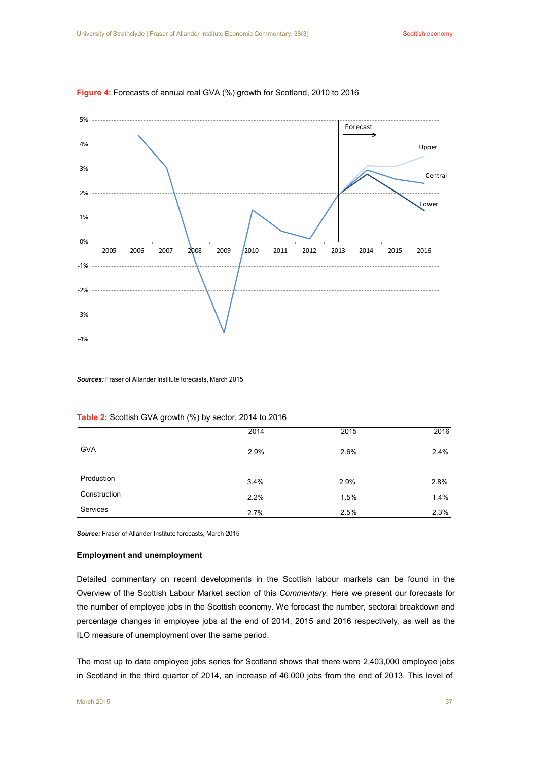**Figure 4:** Forecasts of annual real GVA (%) growth for Scotland, 2010 to 2016

***Sources:*** Fraser of Allander Institute forecasts, March 2015

**Table 2:** Scottish GVA growth (%) by sector, 2014 to 2016

| | 2014 | 2015 | 2016 |
|---|---|---|---|
| GVA | 2.9% | 2.6% | 2.4% |
| Production | 3.4% | 2.9% | 2.8% |
| Construction | 2.2% | 1.5% | 1.4% |
| Services | 2.7% | 2.5% | 2.3% |

***Source:*** Fraser of Allander Institute forecasts, March 2015

**Employment and unemployment**

Detailed commentary on recent developments in the Scottish labour markets can be found in the Overview of the Scottish Labour Market section of this *Commentary*. Here we present our forecasts for the number of employee jobs in the Scottish economy. We forecast the number, sectoral breakdown and percentage changes in employee jobs at the end of 2014, 2015 and 2016 respectively, as well as the ILO measure of unemployment over the same period.

The most up to date employee jobs series for Scotland shows that there were 2,403,000 employee jobs in Scotland in the third quarter of 2014, an increase of 46,000 jobs from the end of 2013. This level of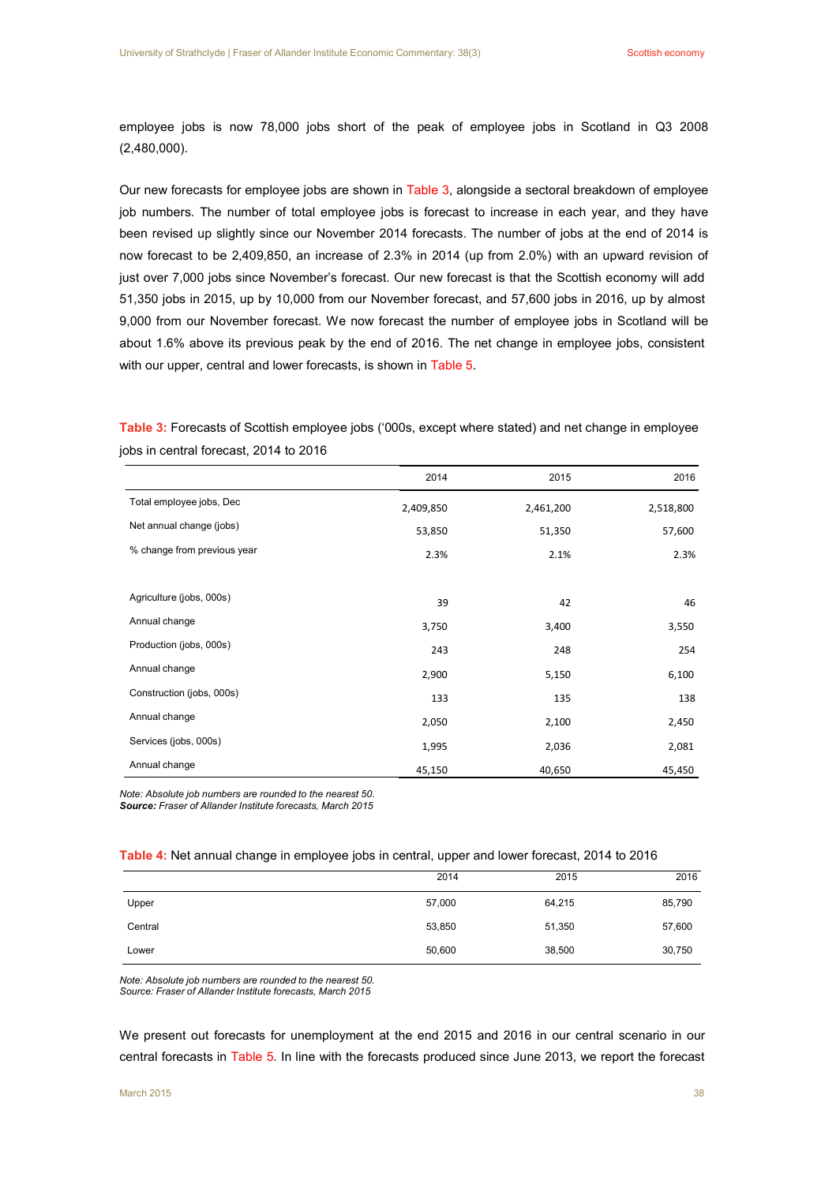employee jobs is now 78,000 jobs short of the peak of employee jobs in Scotland in Q3 2008 (2,480,000).

Our new forecasts for employee jobs are shown in Table 3, alongside a sectoral breakdown of employee job numbers. The number of total employee jobs is forecast to increase in each year, and they have been revised up slightly since our November 2014 forecasts. The number of jobs at the end of 2014 is now forecast to be 2,409,850, an increase of 2.3% in 2014 (up from 2.0%) with an upward revision of just over 7,000 jobs since November's forecast. Our new forecast is that the Scottish economy will add 51,350 jobs in 2015, up by 10,000 from our November forecast, and 57,600 jobs in 2016, up by almost 9,000 from our November forecast. We now forecast the number of employee jobs in Scotland will be about 1.6% above its previous peak by the end of 2016. The net change in employee jobs, consistent with our upper, central and lower forecasts, is shown in Table 5.

**Table 3:** Forecasts of Scottish employee jobs ('000s, except where stated) and net change in employee jobs in central forecast, 2014 to 2016

| | 2014 | 2015 | 2016 |
|---|---|---|---|
| Total employee jobs, Dec | 2,409,850 | 2,461,200 | 2,518,800 |
| Net annual change (jobs) | 53,850 | 51,350 | 57,600 |
| % change from previous year | 2.3% | 2.1% | 2.3% |
| | | | |
| Agriculture (jobs, 000s) | 39 | 42 | 46 |
| Annual change | 3,750 | 3,400 | 3,550 |
| Production (jobs, 000s) | 243 | 248 | 254 |
| Annual change | 2,900 | 5,150 | 6,100 |
| Construction (jobs, 000s) | 133 | 135 | 138 |
| Annual change | 2,050 | 2,100 | 2,450 |
| Services (jobs, 000s) | 1,995 | 2,036 | 2,081 |
| Annual change | 45,150 | 40,650 | 45,450 |

*Note: Absolute job numbers are rounded to the nearest 50.*
***Source:** Fraser of Allander Institute forecasts, March 2015*

**Table 4:** Net annual change in employee jobs in central, upper and lower forecast, 2014 to 2016

| | 2014 | 2015 | 2016 |
|---|---|---|---|
| Upper | 57,000 | 64,215 | 85,790 |
| Central | 53,850 | 51,350 | 57,600 |
| Lower | 50,600 | 38,500 | 30,750 |

*Note: Absolute job numbers are rounded to the nearest 50.*
*Source: Fraser of Allander Institute forecasts, March 2015*

We present out forecasts for unemployment at the end 2015 and 2016 in our central scenario in our central forecasts in Table 5. In line with the forecasts produced since June 2013, we report the forecast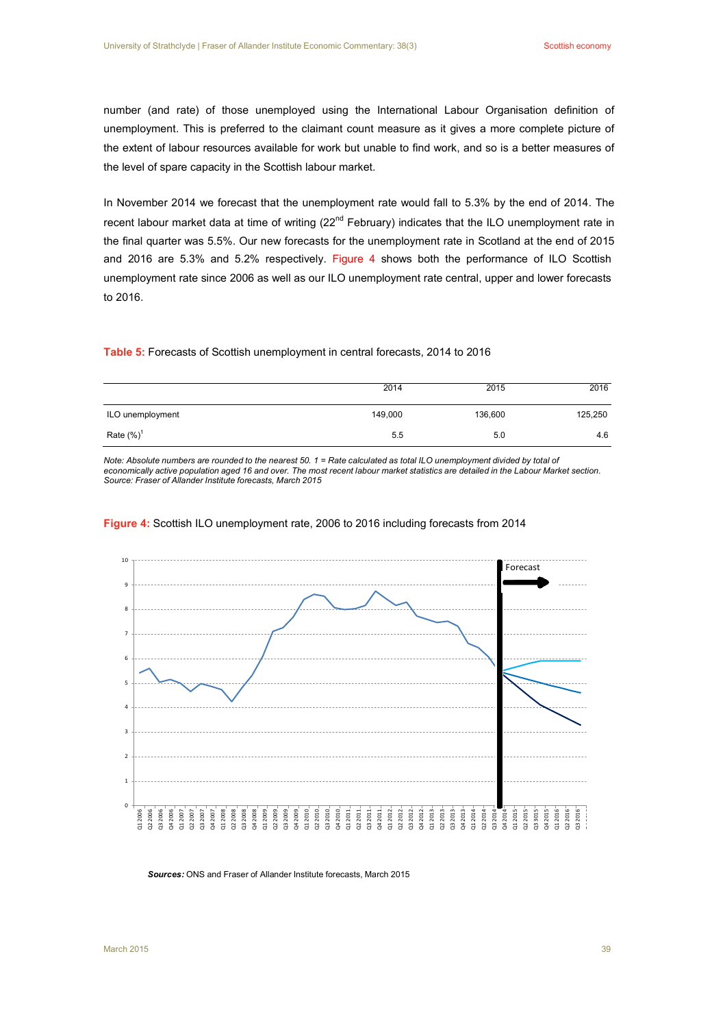number (and rate) of those unemployed using the International Labour Organisation definition of unemployment. This is preferred to the claimant count measure as it gives a more complete picture of the extent of labour resources available for work but unable to find work, and so is a better measures of the level of spare capacity in the Scottish labour market.

In November 2014 we forecast that the unemployment rate would fall to 5.3% by the end of 2014. The recent labour market data at time of writing (22nd February) indicates that the ILO unemployment rate in the final quarter was 5.5%. Our new forecasts for the unemployment rate in Scotland at the end of 2015 and 2016 are 5.3% and 5.2% respectively. Figure 4 shows both the performance of ILO Scottish unemployment rate since 2006 as well as our ILO unemployment rate central, upper and lower forecasts to 2016.

**Table 5:** Forecasts of Scottish unemployment in central forecasts, 2014 to 2016

| | 2014 | 2015 | 2016 |
|---|---|---|---|
| ILO unemployment | 149,000 | 136,600 | 125,250 |
| Rate (%)[1] | 5.5 | 5.0 | 4.6 |

*Note: Absolute numbers are rounded to the nearest 50. 1 = Rate calculated as total ILO unemployment divided by total of economically active population aged 16 and over. The most recent labour market statistics are detailed in the Labour Market section.*
*Source: Fraser of Allander Institute forecasts, March 2015*

**Figure 4:** Scottish ILO unemployment rate, 2006 to 2016 including forecasts from 2014

***Sources:*** ONS and Fraser of Allander Institute forecasts, March 2015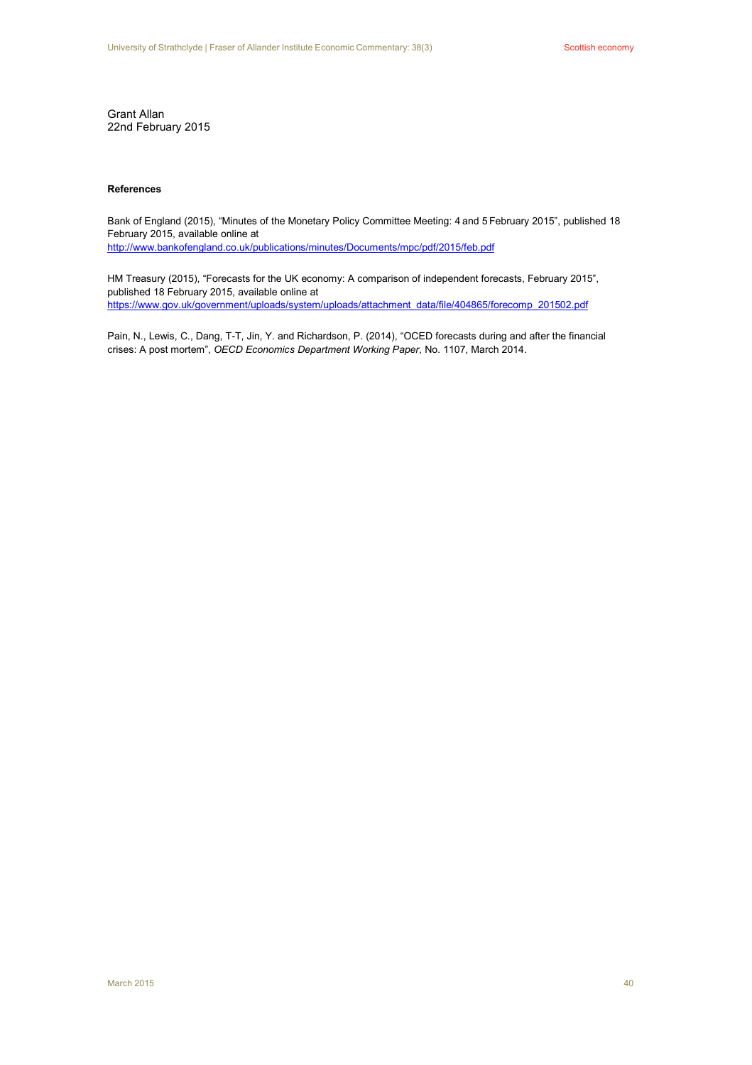Grant Allan
22nd February 2015

**References**

Bank of England (2015), "Minutes of the Monetary Policy Committee Meeting: 4 and 5 February 2015", published 18 February 2015, available online at
http://www.bankofengland.co.uk/publications/minutes/Documents/mpc/pdf/2015/feb.pdf

HM Treasury (2015), "Forecasts for the UK economy: A comparison of independent forecasts, February 2015", published 18 February 2015, available online at
https://www.gov.uk/government/uploads/system/uploads/attachment_data/file/404865/forecomp_201502.pdf

Pain, N., Lewis, C., Dang, T-T, Jin, Y. and Richardson, P. (2014), "OCED forecasts during and after the financial crises: A post mortem", *OECD Economics Department Working Paper*, No. 1107, March 2014.